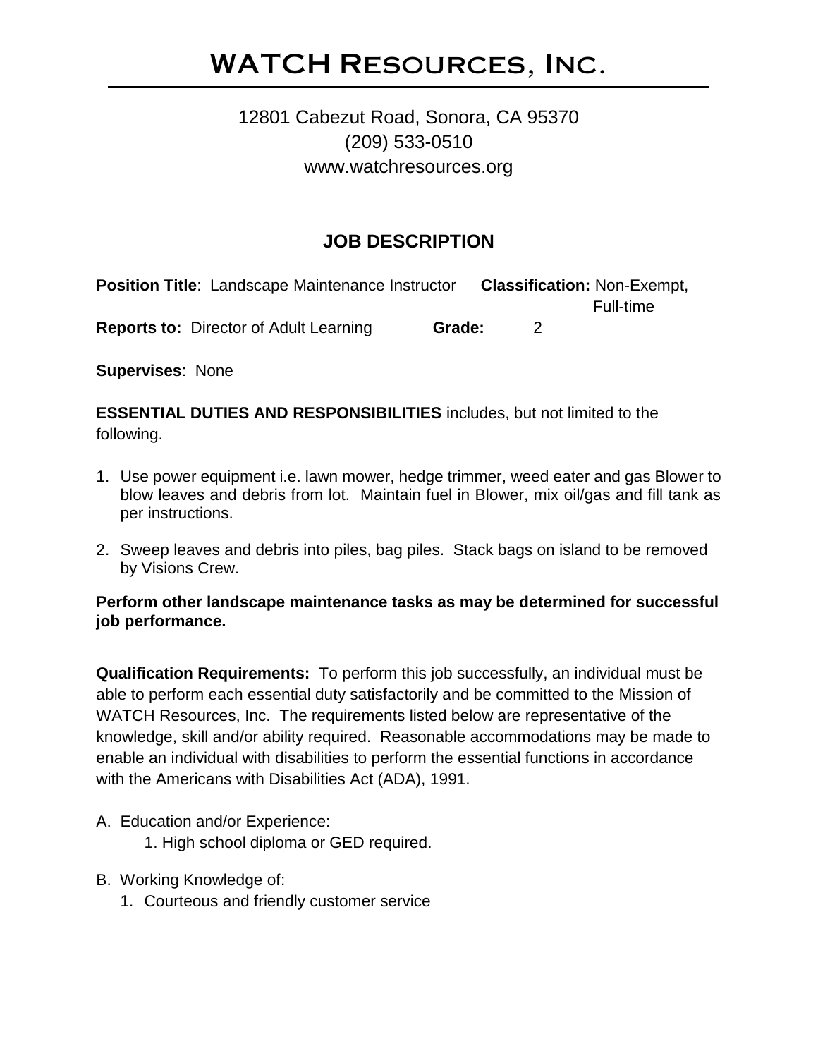# WATCH Resources, Inc.

12801 Cabezut Road, Sonora, CA 95370
(209) 533-0510
www.watchresources.org

## JOB DESCRIPTION

**Position Title**: Landscape Maintenance Instructor **Classification:** Non-Exempt, Full-time

**Reports to:** Director of Adult Learning **Grade:** 2

**Supervises**: None

**ESSENTIAL DUTIES AND RESPONSIBILITIES** includes, but not limited to the following.

1. Use power equipment i.e. lawn mower, hedge trimmer, weed eater and gas Blower to blow leaves and debris from lot. Maintain fuel in Blower, mix oil/gas and fill tank as per instructions.
2. Sweep leaves and debris into piles, bag piles. Stack bags on island to be removed by Visions Crew.

**Perform other landscape maintenance tasks as may be determined for successful job performance.**

**Qualification Requirements:** To perform this job successfully, an individual must be able to perform each essential duty satisfactorily and be committed to the Mission of WATCH Resources, Inc. The requirements listed below are representative of the knowledge, skill and/or ability required. Reasonable accommodations may be made to enable an individual with disabilities to perform the essential functions in accordance with the Americans with Disabilities Act (ADA), 1991.

A. Education and/or Experience:
   1. High school diploma or GED required.

B. Working Knowledge of:
   1. Courteous and friendly customer service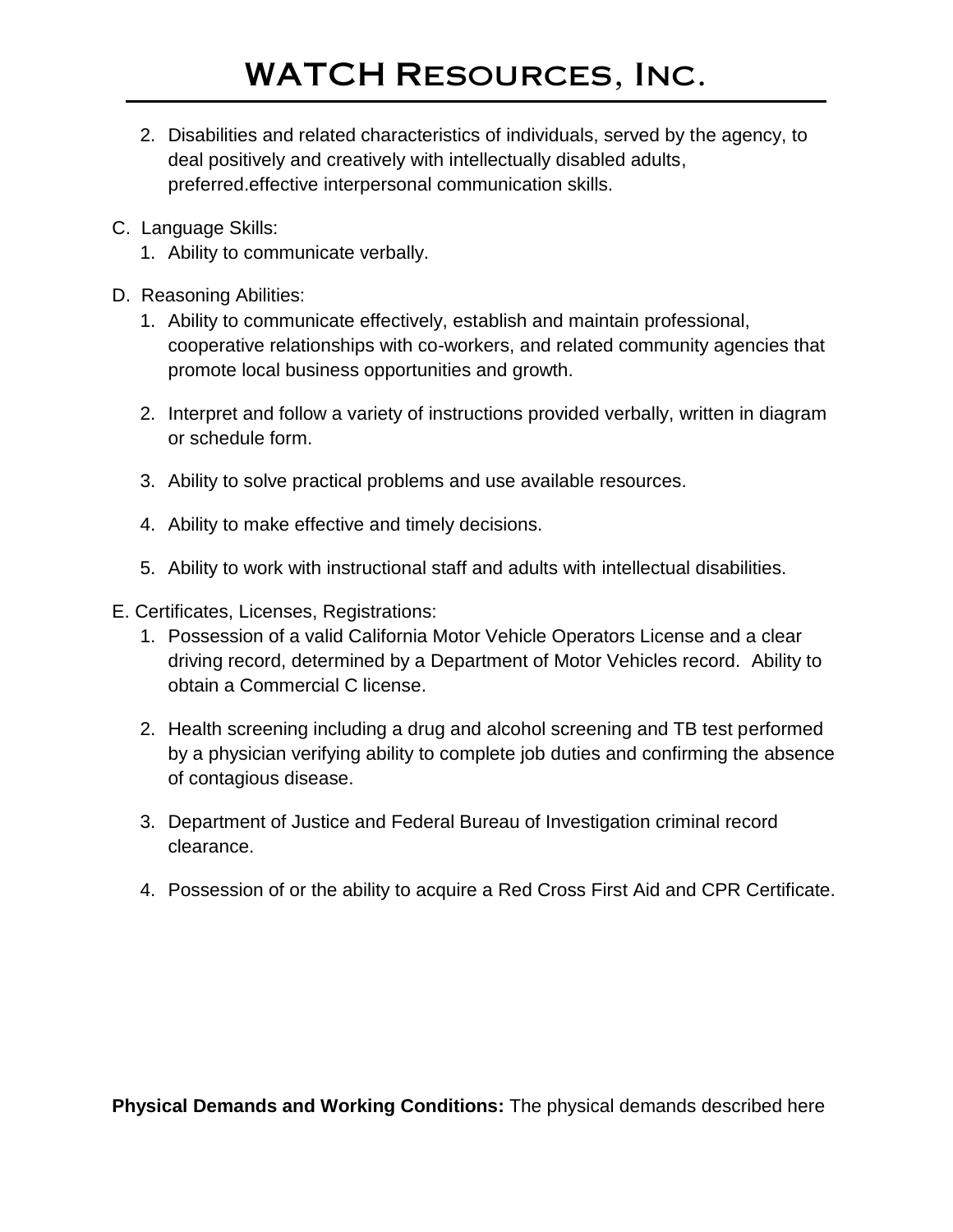2. Disabilities and related characteristics of individuals, served by the agency, to deal positively and creatively with intellectually disabled adults, preferred.effective interpersonal communication skills.

C. Language Skills:
   1. Ability to communicate verbally.

D. Reasoning Abilities:
   1. Ability to communicate effectively, establish and maintain professional, cooperative relationships with co-workers, and related community agencies that promote local business opportunities and growth.

   2. Interpret and follow a variety of instructions provided verbally, written in diagram or schedule form.

   3. Ability to solve practical problems and use available resources.

   4. Ability to make effective and timely decisions.

   5. Ability to work with instructional staff and adults with intellectual disabilities.

E. Certificates, Licenses, Registrations:
   1. Possession of a valid California Motor Vehicle Operators License and a clear driving record, determined by a Department of Motor Vehicles record. Ability to obtain a Commercial C license.

   2. Health screening including a drug and alcohol screening and TB test performed by a physician verifying ability to complete job duties and confirming the absence of contagious disease.

   3. Department of Justice and Federal Bureau of Investigation criminal record clearance.

   4. Possession of or the ability to acquire a Red Cross First Aid and CPR Certificate.

**Physical Demands and Working Conditions:** The physical demands described here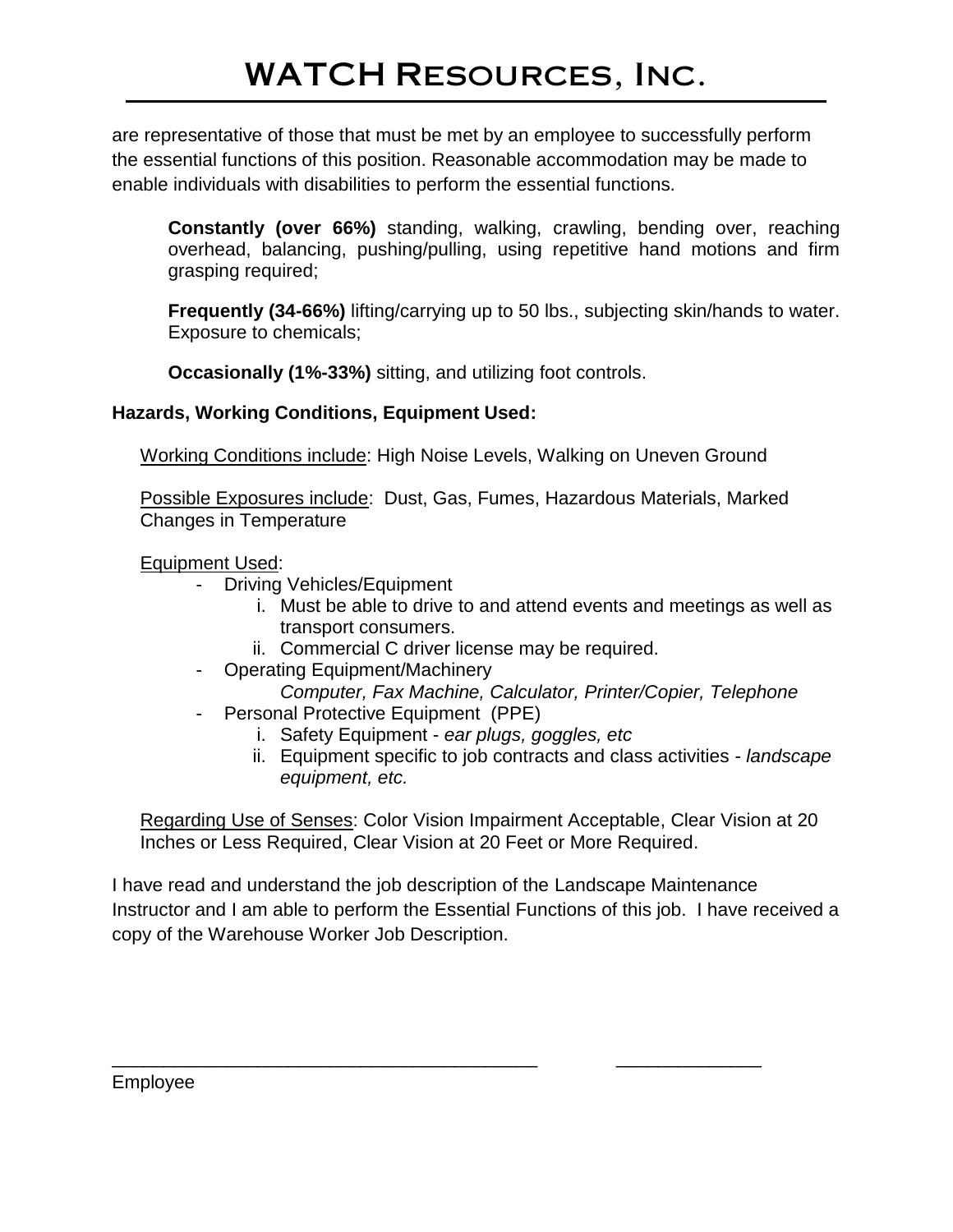are representative of those that must be met by an employee to successfully perform the essential functions of this position. Reasonable accommodation may be made to enable individuals with disabilities to perform the essential functions.

**Constantly (over 66%)** standing, walking, crawling, bending over, reaching overhead, balancing, pushing/pulling, using repetitive hand motions and firm grasping required;

**Frequently (34-66%)** lifting/carrying up to 50 lbs., subjecting skin/hands to water. Exposure to chemicals;

**Occasionally (1%-33%)** sitting, and utilizing foot controls.

**Hazards, Working Conditions, Equipment Used:**

Working Conditions include: High Noise Levels, Walking on Uneven Ground

Possible Exposures include: Dust, Gas, Fumes, Hazardous Materials, Marked Changes in Temperature

Equipment Used:

- Driving Vehicles/Equipment
  - i. Must be able to drive to and attend events and meetings as well as transport consumers.
  - ii. Commercial C driver license may be required.
- Operating Equipment/Machinery
  - *Computer, Fax Machine, Calculator, Printer/Copier, Telephone*
- Personal Protective Equipment (PPE)
  - i. Safety Equipment - *ear plugs, goggles, etc*
  - ii. Equipment specific to job contracts and class activities - *landscape equipment, etc.*

Regarding Use of Senses: Color Vision Impairment Acceptable, Clear Vision at 20 Inches or Less Required, Clear Vision at 20 Feet or More Required.

I have read and understand the job description of the Landscape Maintenance Instructor and I am able to perform the Essential Functions of this job. I have received a copy of the Warehouse Worker Job Description.

\_\_\_\_\_\_\_\_\_\_\_\_\_\_\_\_\_\_\_\_\_\_\_\_\_\_\_\_\_\_\_\_\_\_\_\_\_\_\_\_\_ \_\_\_\_\_\_\_\_\_\_\_\_\_\_

Employee